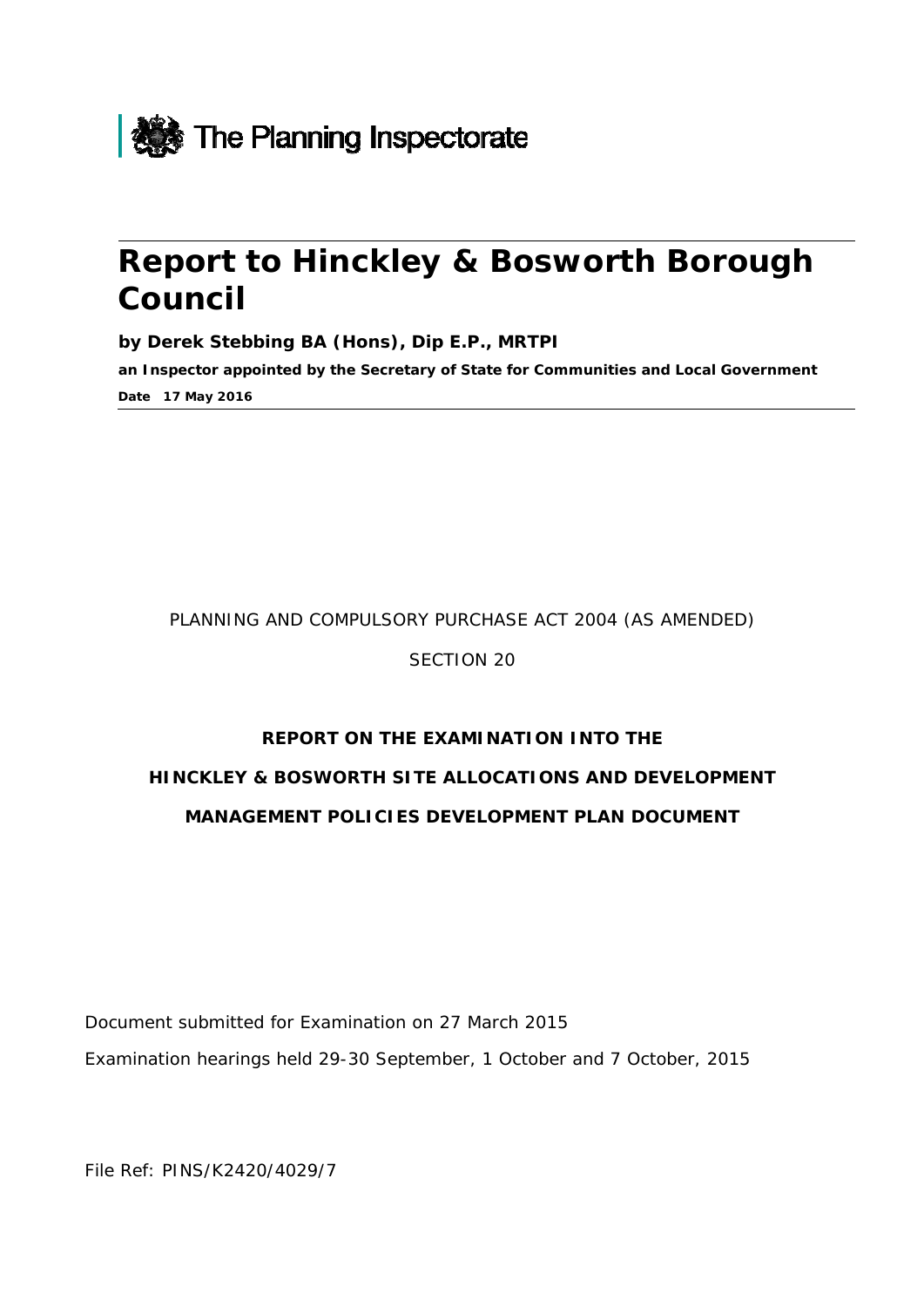The Planning Inspectorate

# Report to Hinckley & Bosworth Borough Council

**by Derek Stebbing BA (Hons), Dip E.P., MRTPI**

**an Inspector appointed by the Secretary of State for Communities and Local Government**

**Date 17 May 2016**

PLANNING AND COMPULSORY PURCHASE ACT 2004 (AS AMENDED)

SECTION 20

**REPORT ON THE EXAMINATION INTO THE**

**HINCKLEY & BOSWORTH SITE ALLOCATIONS AND DEVELOPMENT MANAGEMENT POLICIES DEVELOPMENT PLAN DOCUMENT**

Document submitted for Examination on 27 March 2015

Examination hearings held 29-30 September, 1 October and 7 October, 2015

File Ref: PINS/K2420/4029/7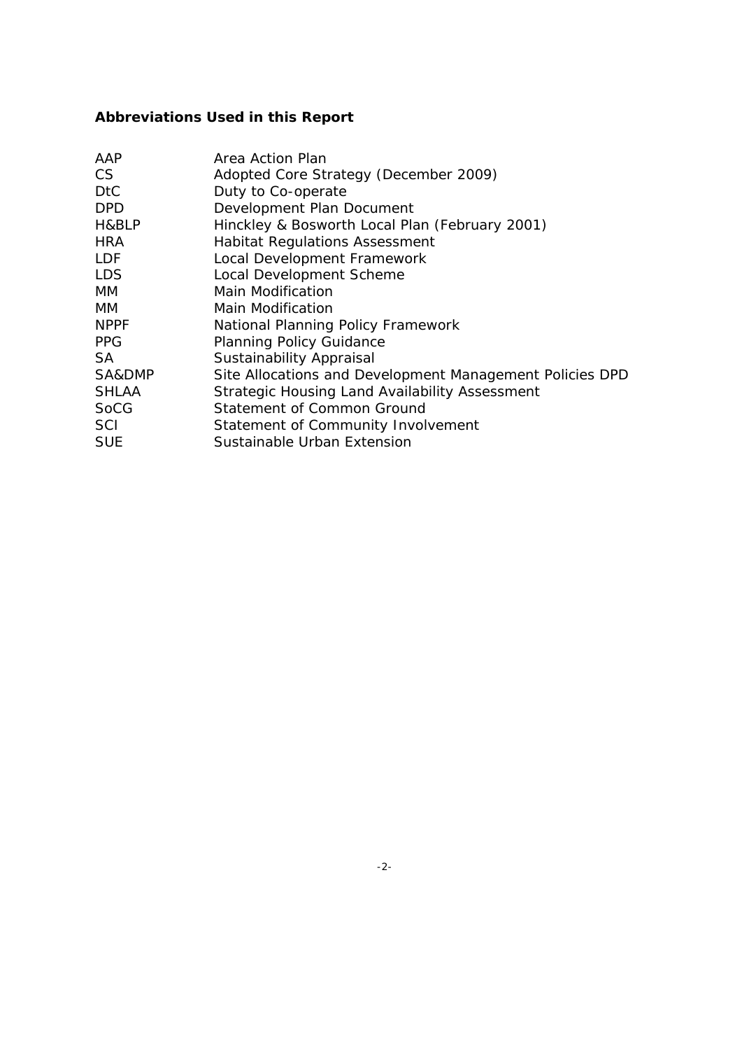**Abbreviations Used in this Report**

| | |
|---|---|
| AAP | Area Action Plan |
| CS | Adopted Core Strategy (December 2009) |
| DtC | Duty to Co-operate |
| DPD | Development Plan Document |
| H&BLP | Hinckley & Bosworth Local Plan (February 2001) |
| HRA | Habitat Regulations Assessment |
| LDF | Local Development Framework |
| LDS | Local Development Scheme |
| MM | Main Modification |
| MM | Main Modification |
| NPPF | National Planning Policy Framework |
| PPG | Planning Policy Guidance |
| SA | Sustainability Appraisal |
| SA&DMP | Site Allocations and Development Management Policies DPD |
| SHLAA | Strategic Housing Land Availability Assessment |
| SoCG | Statement of Common Ground |
| SCI | Statement of Community Involvement |
| SUE | Sustainable Urban Extension |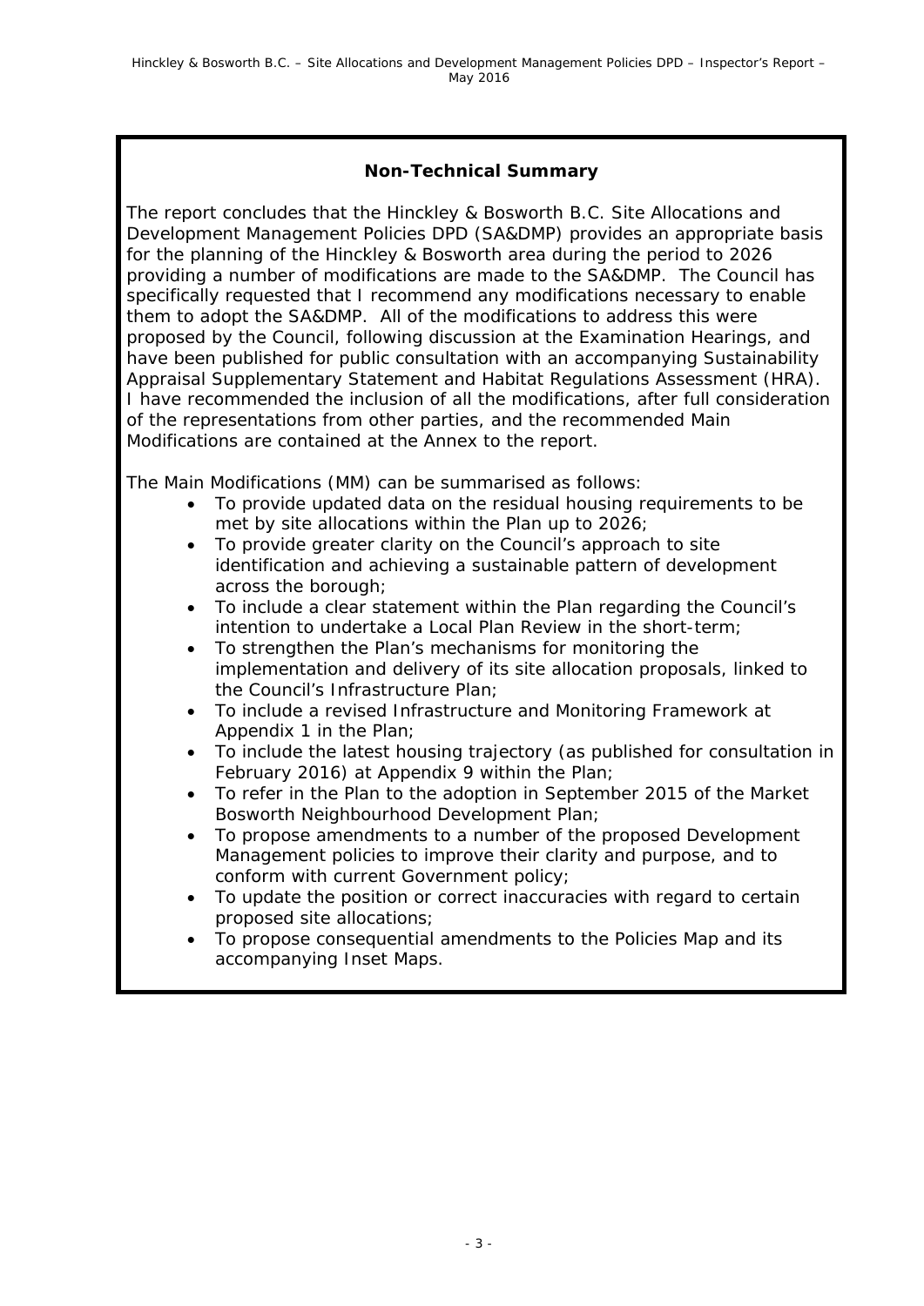## Non-Technical Summary

The report concludes that the Hinckley & Bosworth B.C. Site Allocations and Development Management Policies DPD (SA&DMP) provides an appropriate basis for the planning of the Hinckley & Bosworth area during the period to 2026 providing a number of modifications are made to the SA&DMP. The Council has specifically requested that I recommend any modifications necessary to enable them to adopt the SA&DMP. All of the modifications to address this were proposed by the Council, following discussion at the Examination Hearings, and have been published for public consultation with an accompanying Sustainability Appraisal Supplementary Statement and Habitat Regulations Assessment (HRA). I have recommended the inclusion of all the modifications, after full consideration of the representations from other parties, and the recommended Main Modifications are contained at the Annex to the report.

The Main Modifications (MM) can be summarised as follows:

- To provide updated data on the residual housing requirements to be met by site allocations within the Plan up to 2026;
- To provide greater clarity on the Council's approach to site identification and achieving a sustainable pattern of development across the borough;
- To include a clear statement within the Plan regarding the Council's intention to undertake a Local Plan Review in the short-term;
- To strengthen the Plan's mechanisms for monitoring the implementation and delivery of its site allocation proposals, linked to the Council's Infrastructure Plan;
- To include a revised Infrastructure and Monitoring Framework at Appendix 1 in the Plan;
- To include the latest housing trajectory (as published for consultation in February 2016) at Appendix 9 within the Plan;
- To refer in the Plan to the adoption in September 2015 of the Market Bosworth Neighbourhood Development Plan;
- To propose amendments to a number of the proposed Development Management policies to improve their clarity and purpose, and to conform with current Government policy;
- To update the position or correct inaccuracies with regard to certain proposed site allocations;
- To propose consequential amendments to the Policies Map and its accompanying Inset Maps.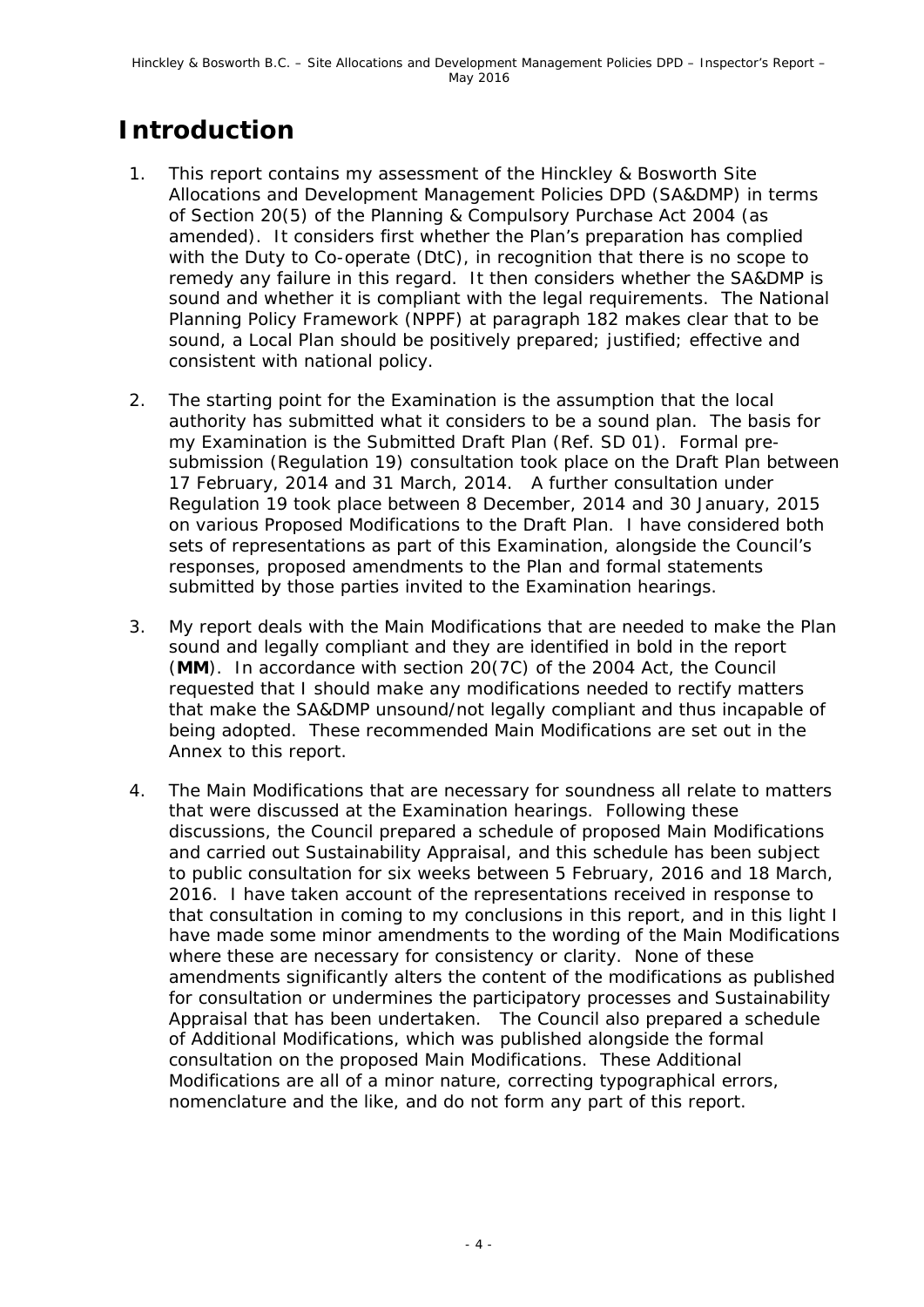# Introduction

1. This report contains my assessment of the Hinckley & Bosworth Site Allocations and Development Management Policies DPD (SA&DMP) in terms of Section 20(5) of the Planning & Compulsory Purchase Act 2004 (as amended). It considers first whether the Plan's preparation has complied with the Duty to Co-operate (DtC), in recognition that there is no scope to remedy any failure in this regard. It then considers whether the SA&DMP is sound and whether it is compliant with the legal requirements. The National Planning Policy Framework (NPPF) at paragraph 182 makes clear that to be sound, a Local Plan should be positively prepared; justified; effective and consistent with national policy.

2. The starting point for the Examination is the assumption that the local authority has submitted what it considers to be a sound plan. The basis for my Examination is the Submitted Draft Plan (Ref. SD 01). Formal pre-submission (Regulation 19) consultation took place on the Draft Plan between 17 February, 2014 and 31 March, 2014. A further consultation under Regulation 19 took place between 8 December, 2014 and 30 January, 2015 on various Proposed Modifications to the Draft Plan. I have considered both sets of representations as part of this Examination, alongside the Council's responses, proposed amendments to the Plan and formal statements submitted by those parties invited to the Examination hearings.

3. My report deals with the Main Modifications that are needed to make the Plan sound and legally compliant and they are identified in bold in the report (**MM**). In accordance with section 20(7C) of the 2004 Act, the Council requested that I should make any modifications needed to rectify matters that make the SA&DMP unsound/not legally compliant and thus incapable of being adopted. These recommended Main Modifications are set out in the Annex to this report.

4. The Main Modifications that are necessary for soundness all relate to matters that were discussed at the Examination hearings. Following these discussions, the Council prepared a schedule of proposed Main Modifications and carried out Sustainability Appraisal, and this schedule has been subject to public consultation for six weeks between 5 February, 2016 and 18 March, 2016. I have taken account of the representations received in response to that consultation in coming to my conclusions in this report, and in this light I have made some minor amendments to the wording of the Main Modifications where these are necessary for consistency or clarity. None of these amendments significantly alters the content of the modifications as published for consultation or undermines the participatory processes and Sustainability Appraisal that has been undertaken. The Council also prepared a schedule of Additional Modifications, which was published alongside the formal consultation on the proposed Main Modifications. These Additional Modifications are all of a minor nature, correcting typographical errors, nomenclature and the like, and do not form any part of this report.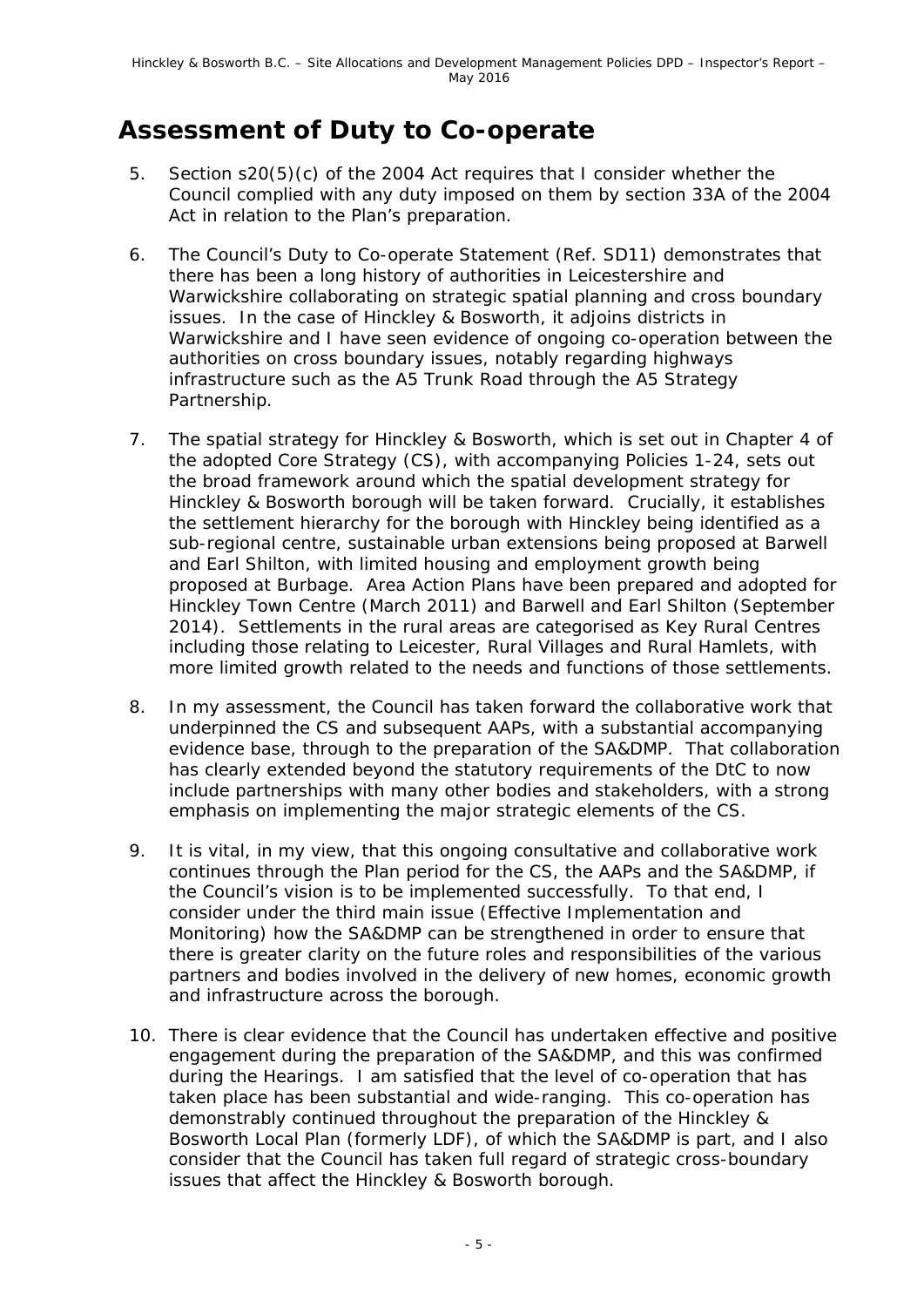## Assessment of Duty to Co-operate

5. Section s20(5)(c) of the 2004 Act requires that I consider whether the Council complied with any duty imposed on them by section 33A of the 2004 Act in relation to the Plan's preparation.

6. The Council's Duty to Co-operate Statement (Ref. SD11) demonstrates that there has been a long history of authorities in Leicestershire and Warwickshire collaborating on strategic spatial planning and cross boundary issues. In the case of Hinckley & Bosworth, it adjoins districts in Warwickshire and I have seen evidence of ongoing co-operation between the authorities on cross boundary issues, notably regarding highways infrastructure such as the A5 Trunk Road through the A5 Strategy Partnership.

7. The spatial strategy for Hinckley & Bosworth, which is set out in Chapter 4 of the adopted Core Strategy (CS), with accompanying Policies 1-24, sets out the broad framework around which the spatial development strategy for Hinckley & Bosworth borough will be taken forward. Crucially, it establishes the settlement hierarchy for the borough with Hinckley being identified as a sub-regional centre, sustainable urban extensions being proposed at Barwell and Earl Shilton, with limited housing and employment growth being proposed at Burbage. Area Action Plans have been prepared and adopted for Hinckley Town Centre (March 2011) and Barwell and Earl Shilton (September 2014). Settlements in the rural areas are categorised as Key Rural Centres including those relating to Leicester, Rural Villages and Rural Hamlets, with more limited growth related to the needs and functions of those settlements.

8. In my assessment, the Council has taken forward the collaborative work that underpinned the CS and subsequent AAPs, with a substantial accompanying evidence base, through to the preparation of the SA&DMP. That collaboration has clearly extended beyond the statutory requirements of the DtC to now include partnerships with many other bodies and stakeholders, with a strong emphasis on implementing the major strategic elements of the CS.

9. It is vital, in my view, that this ongoing consultative and collaborative work continues through the Plan period for the CS, the AAPs and the SA&DMP, if the Council's vision is to be implemented successfully. To that end, I consider under the third main issue (Effective Implementation and Monitoring) how the SA&DMP can be strengthened in order to ensure that there is greater clarity on the future roles and responsibilities of the various partners and bodies involved in the delivery of new homes, economic growth and infrastructure across the borough.

10. There is clear evidence that the Council has undertaken effective and positive engagement during the preparation of the SA&DMP, and this was confirmed during the Hearings. I am satisfied that the level of co-operation that has taken place has been substantial and wide-ranging. This co-operation has demonstrably continued throughout the preparation of the Hinckley & Bosworth Local Plan (formerly LDF), of which the SA&DMP is part, and I also consider that the Council has taken full regard of strategic cross-boundary issues that affect the Hinckley & Bosworth borough.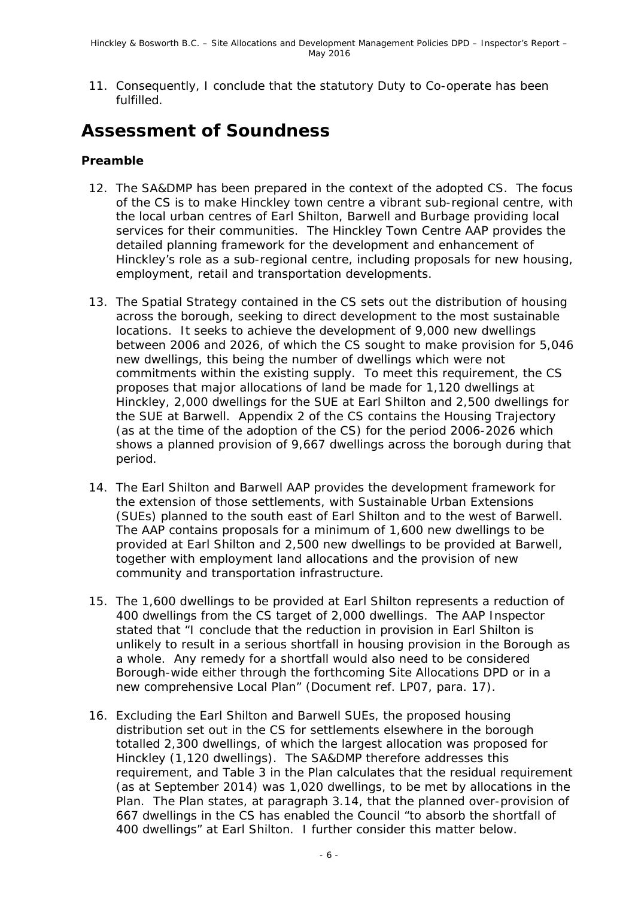11. Consequently, I conclude that the statutory Duty to Co-operate has been fulfilled.

# Assessment of Soundness

### Preamble

12. The SA&DMP has been prepared in the context of the adopted CS. The focus of the CS is to make Hinckley town centre a vibrant sub-regional centre, with the local urban centres of Earl Shilton, Barwell and Burbage providing local services for their communities. The Hinckley Town Centre AAP provides the detailed planning framework for the development and enhancement of Hinckley's role as a sub-regional centre, including proposals for new housing, employment, retail and transportation developments.

13. The Spatial Strategy contained in the CS sets out the distribution of housing across the borough, seeking to direct development to the most sustainable locations. It seeks to achieve the development of 9,000 new dwellings between 2006 and 2026, of which the CS sought to make provision for 5,046 new dwellings, this being the number of dwellings which were not commitments within the existing supply. To meet this requirement, the CS proposes that major allocations of land be made for 1,120 dwellings at Hinckley, 2,000 dwellings for the SUE at Earl Shilton and 2,500 dwellings for the SUE at Barwell. Appendix 2 of the CS contains the Housing Trajectory (as at the time of the adoption of the CS) for the period 2006-2026 which shows a planned provision of 9,667 dwellings across the borough during that period.

14. The Earl Shilton and Barwell AAP provides the development framework for the extension of those settlements, with Sustainable Urban Extensions (SUEs) planned to the south east of Earl Shilton and to the west of Barwell. The AAP contains proposals for a minimum of 1,600 new dwellings to be provided at Earl Shilton and 2,500 new dwellings to be provided at Barwell, together with employment land allocations and the provision of new community and transportation infrastructure.

15. The 1,600 dwellings to be provided at Earl Shilton represents a reduction of 400 dwellings from the CS target of 2,000 dwellings. The AAP Inspector stated that "I conclude that the reduction in provision in Earl Shilton is unlikely to result in a serious shortfall in housing provision in the Borough as a whole. Any remedy for a shortfall would also need to be considered Borough-wide either through the forthcoming Site Allocations DPD or in a new comprehensive Local Plan" (Document ref. LP07, para. 17).

16. Excluding the Earl Shilton and Barwell SUEs, the proposed housing distribution set out in the CS for settlements elsewhere in the borough totalled 2,300 dwellings, of which the largest allocation was proposed for Hinckley (1,120 dwellings). The SA&DMP therefore addresses this requirement, and Table 3 in the Plan calculates that the residual requirement (as at September 2014) was 1,020 dwellings, to be met by allocations in the Plan. The Plan states, at paragraph 3.14, that the planned over-provision of 667 dwellings in the CS has enabled the Council "to absorb the shortfall of 400 dwellings" at Earl Shilton. I further consider this matter below.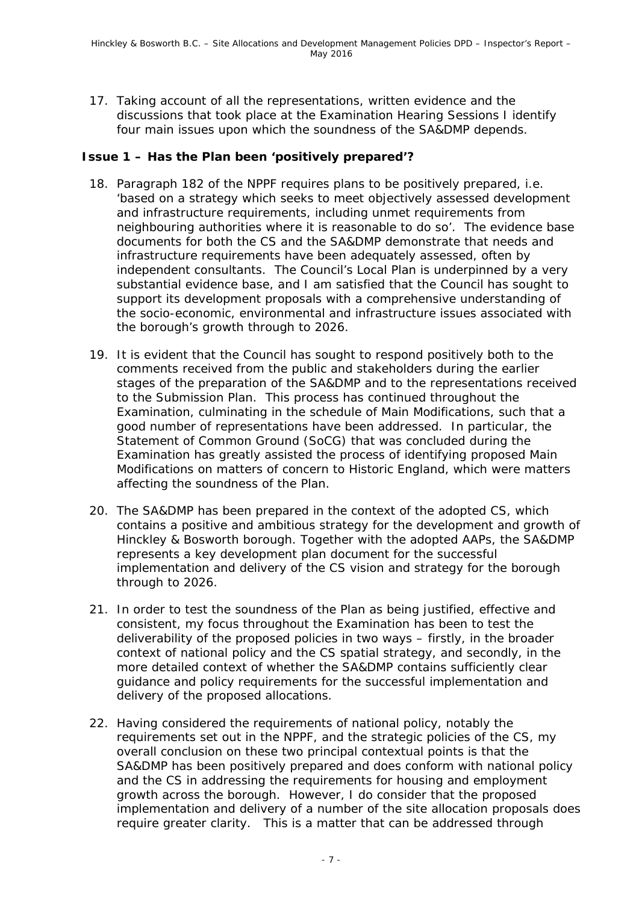17. Taking account of all the representations, written evidence and the discussions that took place at the Examination Hearing Sessions I identify four main issues upon which the soundness of the SA&DMP depends.

### Issue 1 – Has the Plan been 'positively prepared'?

18. Paragraph 182 of the NPPF requires plans to be positively prepared, i.e. 'based on a strategy which seeks to meet objectively assessed development and infrastructure requirements, including unmet requirements from neighbouring authorities where it is reasonable to do so'. The evidence base documents for both the CS and the SA&DMP demonstrate that needs and infrastructure requirements have been adequately assessed, often by independent consultants. The Council's Local Plan is underpinned by a very substantial evidence base, and I am satisfied that the Council has sought to support its development proposals with a comprehensive understanding of the socio-economic, environmental and infrastructure issues associated with the borough's growth through to 2026.

19. It is evident that the Council has sought to respond positively both to the comments received from the public and stakeholders during the earlier stages of the preparation of the SA&DMP and to the representations received to the Submission Plan. This process has continued throughout the Examination, culminating in the schedule of Main Modifications, such that a good number of representations have been addressed. In particular, the Statement of Common Ground (SoCG) that was concluded during the Examination has greatly assisted the process of identifying proposed Main Modifications on matters of concern to Historic England, which were matters affecting the soundness of the Plan.

20. The SA&DMP has been prepared in the context of the adopted CS, which contains a positive and ambitious strategy for the development and growth of Hinckley & Bosworth borough. Together with the adopted AAPs, the SA&DMP represents a key development plan document for the successful implementation and delivery of the CS vision and strategy for the borough through to 2026.

21. In order to test the soundness of the Plan as being justified, effective and consistent, my focus throughout the Examination has been to test the deliverability of the proposed policies in two ways – firstly, in the broader context of national policy and the CS spatial strategy, and secondly, in the more detailed context of whether the SA&DMP contains sufficiently clear guidance and policy requirements for the successful implementation and delivery of the proposed allocations.

22. Having considered the requirements of national policy, notably the requirements set out in the NPPF, and the strategic policies of the CS, my overall conclusion on these two principal contextual points is that the SA&DMP has been positively prepared and does conform with national policy and the CS in addressing the requirements for housing and employment growth across the borough. However, I do consider that the proposed implementation and delivery of a number of the site allocation proposals does require greater clarity. This is a matter that can be addressed through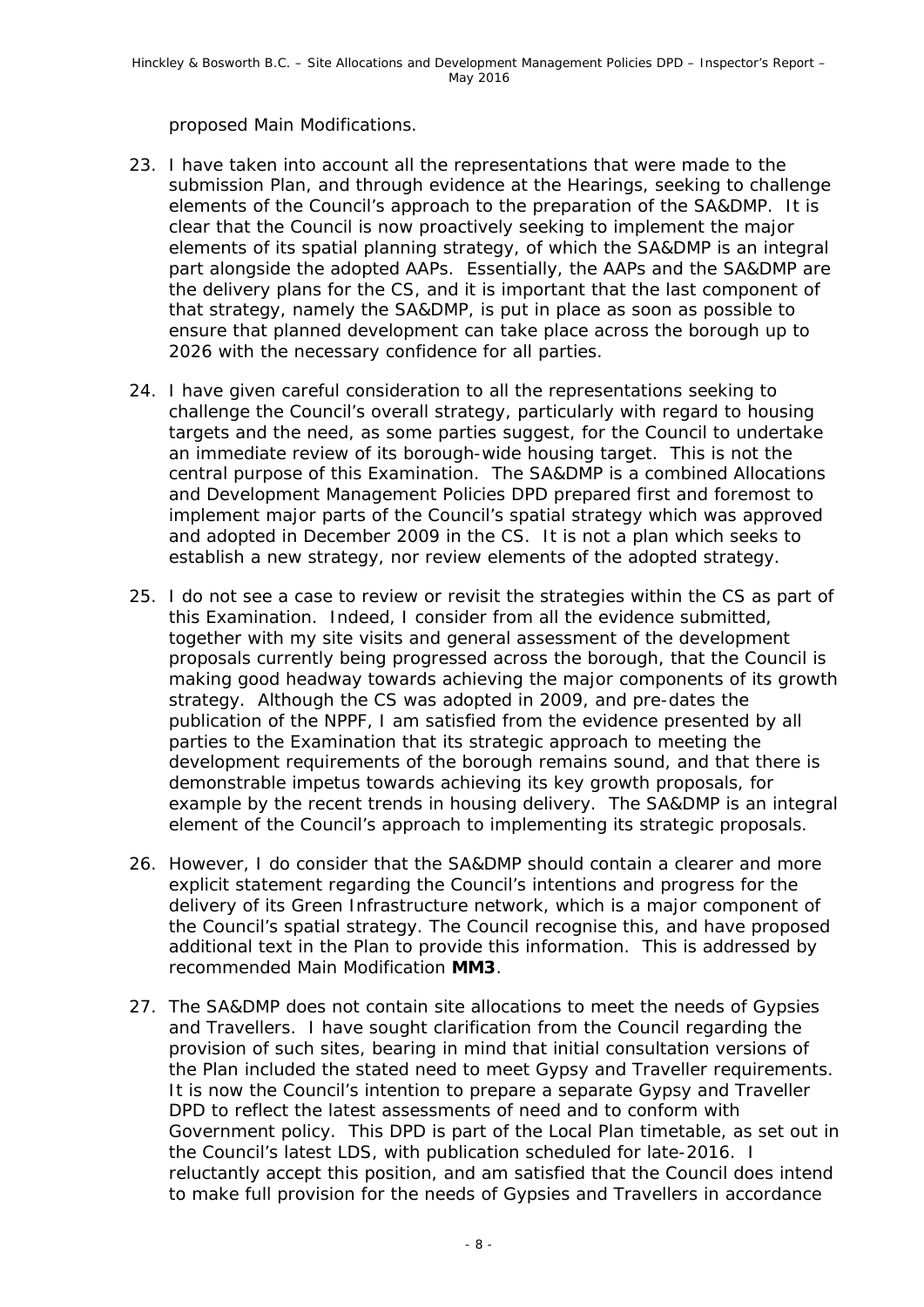proposed Main Modifications.

23. I have taken into account all the representations that were made to the submission Plan, and through evidence at the Hearings, seeking to challenge elements of the Council's approach to the preparation of the SA&DMP. It is clear that the Council is now proactively seeking to implement the major elements of its spatial planning strategy, of which the SA&DMP is an integral part alongside the adopted AAPs. Essentially, the AAPs and the SA&DMP are the delivery plans for the CS, and it is important that the last component of that strategy, namely the SA&DMP, is put in place as soon as possible to ensure that planned development can take place across the borough up to 2026 with the necessary confidence for all parties.

24. I have given careful consideration to all the representations seeking to challenge the Council's overall strategy, particularly with regard to housing targets and the need, as some parties suggest, for the Council to undertake an immediate review of its borough-wide housing target. This is not the central purpose of this Examination. The SA&DMP is a combined Allocations and Development Management Policies DPD prepared first and foremost to implement major parts of the Council's spatial strategy which was approved and adopted in December 2009 in the CS. It is not a plan which seeks to establish a new strategy, nor review elements of the adopted strategy.

25. I do not see a case to review or revisit the strategies within the CS as part of this Examination. Indeed, I consider from all the evidence submitted, together with my site visits and general assessment of the development proposals currently being progressed across the borough, that the Council is making good headway towards achieving the major components of its growth strategy. Although the CS was adopted in 2009, and pre-dates the publication of the NPPF, I am satisfied from the evidence presented by all parties to the Examination that its strategic approach to meeting the development requirements of the borough remains sound, and that there is demonstrable impetus towards achieving its key growth proposals, for example by the recent trends in housing delivery. The SA&DMP is an integral element of the Council's approach to implementing its strategic proposals.

26. However, I do consider that the SA&DMP should contain a clearer and more explicit statement regarding the Council's intentions and progress for the delivery of its Green Infrastructure network, which is a major component of the Council's spatial strategy. The Council recognise this, and have proposed additional text in the Plan to provide this information. This is addressed by recommended Main Modification **MM3**.

27. The SA&DMP does not contain site allocations to meet the needs of Gypsies and Travellers. I have sought clarification from the Council regarding the provision of such sites, bearing in mind that initial consultation versions of the Plan included the stated need to meet Gypsy and Traveller requirements. It is now the Council's intention to prepare a separate Gypsy and Traveller DPD to reflect the latest assessments of need and to conform with Government policy. This DPD is part of the Local Plan timetable, as set out in the Council's latest LDS, with publication scheduled for late-2016. I reluctantly accept this position, and am satisfied that the Council does intend to make full provision for the needs of Gypsies and Travellers in accordance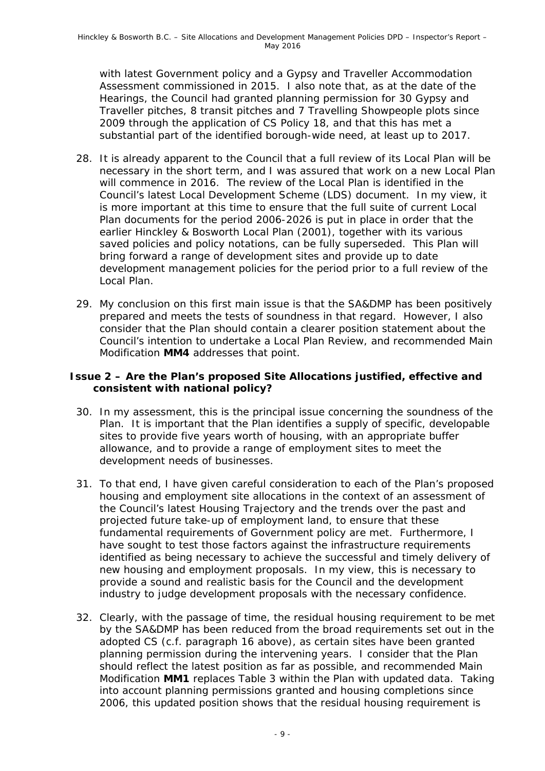with latest Government policy and a Gypsy and Traveller Accommodation Assessment commissioned in 2015. I also note that, as at the date of the Hearings, the Council had granted planning permission for 30 Gypsy and Traveller pitches, 8 transit pitches and 7 Travelling Showpeople plots since 2009 through the application of CS Policy 18, and that this has met a substantial part of the identified borough-wide need, at least up to 2017.

28. It is already apparent to the Council that a full review of its Local Plan will be necessary in the short term, and I was assured that work on a new Local Plan will commence in 2016. The review of the Local Plan is identified in the Council's latest Local Development Scheme (LDS) document. In my view, it is more important at this time to ensure that the full suite of current Local Plan documents for the period 2006-2026 is put in place in order that the earlier Hinckley & Bosworth Local Plan (2001), together with its various saved policies and policy notations, can be fully superseded. This Plan will bring forward a range of development sites and provide up to date development management policies for the period prior to a full review of the Local Plan.

29. My conclusion on this first main issue is that the SA&DMP has been positively prepared and meets the tests of soundness in that regard. However, I also consider that the Plan should contain a clearer position statement about the Council's intention to undertake a Local Plan Review, and recommended Main Modification **MM4** addresses that point.

### Issue 2 – Are the Plan's proposed Site Allocations justified, effective and consistent with national policy?

30. In my assessment, this is the principal issue concerning the soundness of the Plan. It is important that the Plan identifies a supply of specific, developable sites to provide five years worth of housing, with an appropriate buffer allowance, and to provide a range of employment sites to meet the development needs of businesses.

31. To that end, I have given careful consideration to each of the Plan's proposed housing and employment site allocations in the context of an assessment of the Council's latest Housing Trajectory and the trends over the past and projected future take-up of employment land, to ensure that these fundamental requirements of Government policy are met. Furthermore, I have sought to test those factors against the infrastructure requirements identified as being necessary to achieve the successful and timely delivery of new housing and employment proposals. In my view, this is necessary to provide a sound and realistic basis for the Council and the development industry to judge development proposals with the necessary confidence.

32. Clearly, with the passage of time, the residual housing requirement to be met by the SA&DMP has been reduced from the broad requirements set out in the adopted CS (c.f. paragraph 16 above), as certain sites have been granted planning permission during the intervening years. I consider that the Plan should reflect the latest position as far as possible, and recommended Main Modification **MM1** replaces Table 3 within the Plan with updated data. Taking into account planning permissions granted and housing completions since 2006, this updated position shows that the residual housing requirement is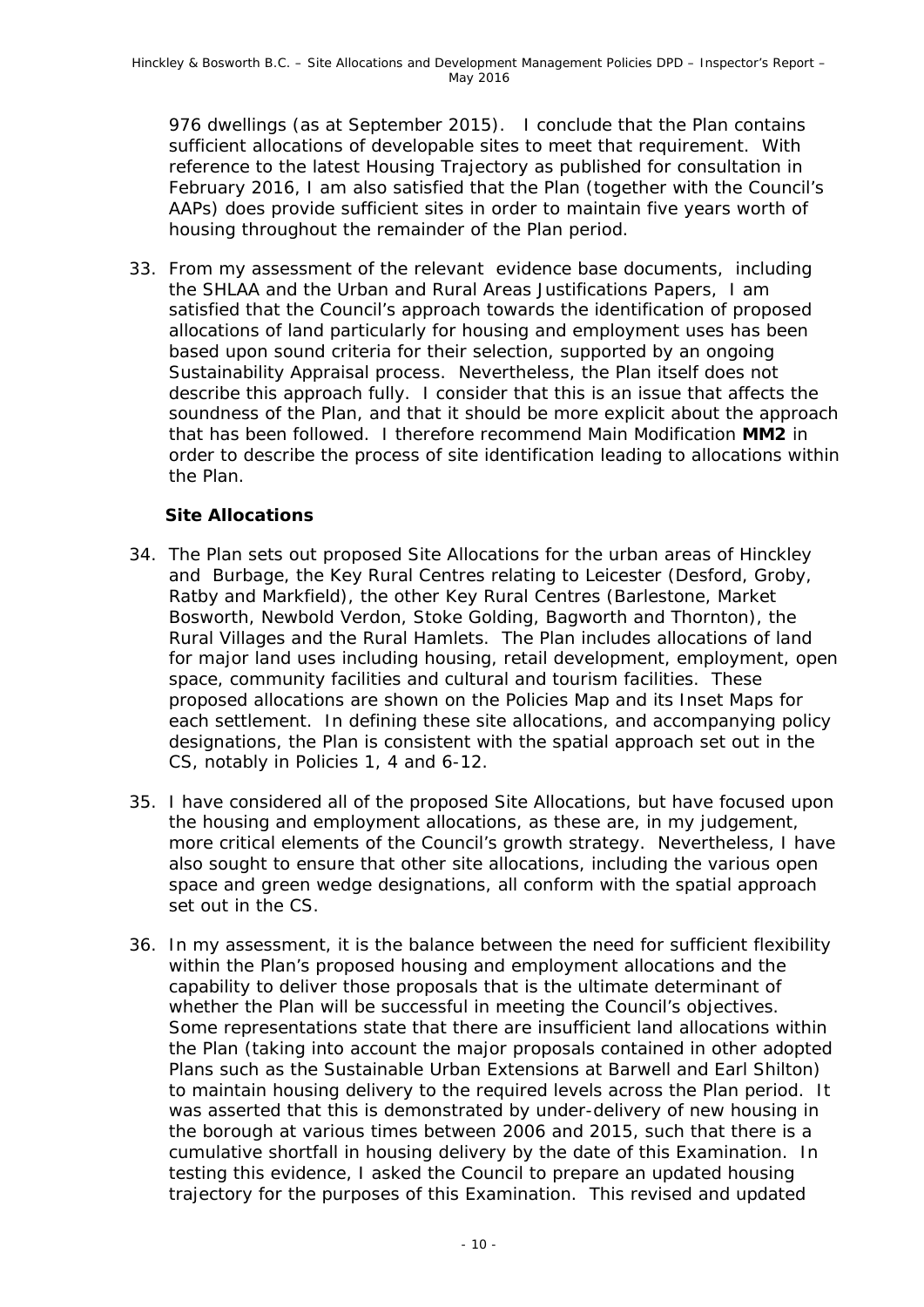976 dwellings (as at September 2015). I conclude that the Plan contains sufficient allocations of developable sites to meet that requirement. With reference to the latest Housing Trajectory as published for consultation in February 2016, I am also satisfied that the Plan (together with the Council's AAPs) does provide sufficient sites in order to maintain five years worth of housing throughout the remainder of the Plan period.

33. From my assessment of the relevant evidence base documents, including the SHLAA and the Urban and Rural Areas Justifications Papers, I am satisfied that the Council's approach towards the identification of proposed allocations of land particularly for housing and employment uses has been based upon sound criteria for their selection, supported by an ongoing Sustainability Appraisal process. Nevertheless, the Plan itself does not describe this approach fully. I consider that this is an issue that affects the soundness of the Plan, and that it should be more explicit about the approach that has been followed. I therefore recommend Main Modification **MM2** in order to describe the process of site identification leading to allocations within the Plan.

### Site Allocations

34. The Plan sets out proposed Site Allocations for the urban areas of Hinckley and Burbage, the Key Rural Centres relating to Leicester (Desford, Groby, Ratby and Markfield), the other Key Rural Centres (Barlestone, Market Bosworth, Newbold Verdon, Stoke Golding, Bagworth and Thornton), the Rural Villages and the Rural Hamlets. The Plan includes allocations of land for major land uses including housing, retail development, employment, open space, community facilities and cultural and tourism facilities. These proposed allocations are shown on the Policies Map and its Inset Maps for each settlement. In defining these site allocations, and accompanying policy designations, the Plan is consistent with the spatial approach set out in the CS, notably in Policies 1, 4 and 6-12.

35. I have considered all of the proposed Site Allocations, but have focused upon the housing and employment allocations, as these are, in my judgement, more critical elements of the Council's growth strategy. Nevertheless, I have also sought to ensure that other site allocations, including the various open space and green wedge designations, all conform with the spatial approach set out in the CS.

36. In my assessment, it is the balance between the need for sufficient flexibility within the Plan's proposed housing and employment allocations and the capability to deliver those proposals that is the ultimate determinant of whether the Plan will be successful in meeting the Council's objectives. Some representations state that there are insufficient land allocations within the Plan (taking into account the major proposals contained in other adopted Plans such as the Sustainable Urban Extensions at Barwell and Earl Shilton) to maintain housing delivery to the required levels across the Plan period. It was asserted that this is demonstrated by under-delivery of new housing in the borough at various times between 2006 and 2015, such that there is a cumulative shortfall in housing delivery by the date of this Examination. In testing this evidence, I asked the Council to prepare an updated housing trajectory for the purposes of this Examination. This revised and updated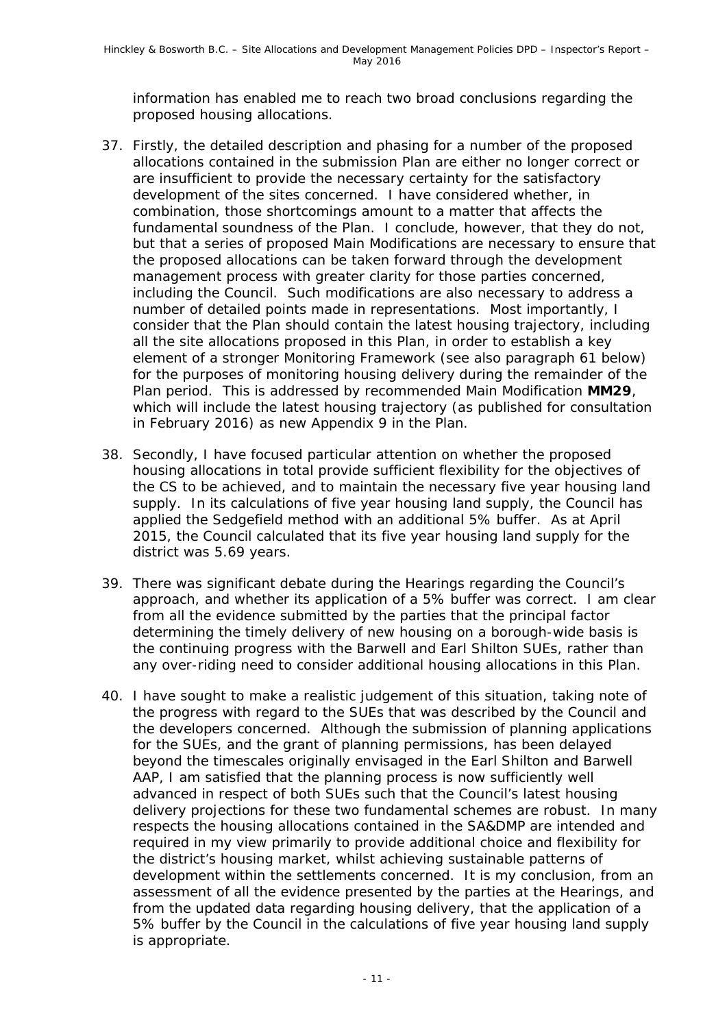information has enabled me to reach two broad conclusions regarding the proposed housing allocations.

37. Firstly, the detailed description and phasing for a number of the proposed allocations contained in the submission Plan are either no longer correct or are insufficient to provide the necessary certainty for the satisfactory development of the sites concerned. I have considered whether, in combination, those shortcomings amount to a matter that affects the fundamental soundness of the Plan. I conclude, however, that they do not, but that a series of proposed Main Modifications are necessary to ensure that the proposed allocations can be taken forward through the development management process with greater clarity for those parties concerned, including the Council. Such modifications are also necessary to address a number of detailed points made in representations. Most importantly, I consider that the Plan should contain the latest housing trajectory, including all the site allocations proposed in this Plan, in order to establish a key element of a stronger Monitoring Framework (see also paragraph 61 below) for the purposes of monitoring housing delivery during the remainder of the Plan period. This is addressed by recommended Main Modification **MM29**, which will include the latest housing trajectory (as published for consultation in February 2016) as new Appendix 9 in the Plan.

38. Secondly, I have focused particular attention on whether the proposed housing allocations in total provide sufficient flexibility for the objectives of the CS to be achieved, and to maintain the necessary five year housing land supply. In its calculations of five year housing land supply, the Council has applied the Sedgefield method with an additional 5% buffer. As at April 2015, the Council calculated that its five year housing land supply for the district was 5.69 years.

39. There was significant debate during the Hearings regarding the Council's approach, and whether its application of a 5% buffer was correct. I am clear from all the evidence submitted by the parties that the principal factor determining the timely delivery of new housing on a borough-wide basis is the continuing progress with the Barwell and Earl Shilton SUEs, rather than any over-riding need to consider additional housing allocations in this Plan.

40. I have sought to make a realistic judgement of this situation, taking note of the progress with regard to the SUEs that was described by the Council and the developers concerned. Although the submission of planning applications for the SUEs, and the grant of planning permissions, has been delayed beyond the timescales originally envisaged in the Earl Shilton and Barwell AAP, I am satisfied that the planning process is now sufficiently well advanced in respect of both SUEs such that the Council's latest housing delivery projections for these two fundamental schemes are robust. In many respects the housing allocations contained in the SA&DMP are intended and required in my view primarily to provide additional choice and flexibility for the district's housing market, whilst achieving sustainable patterns of development within the settlements concerned. It is my conclusion, from an assessment of all the evidence presented by the parties at the Hearings, and from the updated data regarding housing delivery, that the application of a 5% buffer by the Council in the calculations of five year housing land supply is appropriate.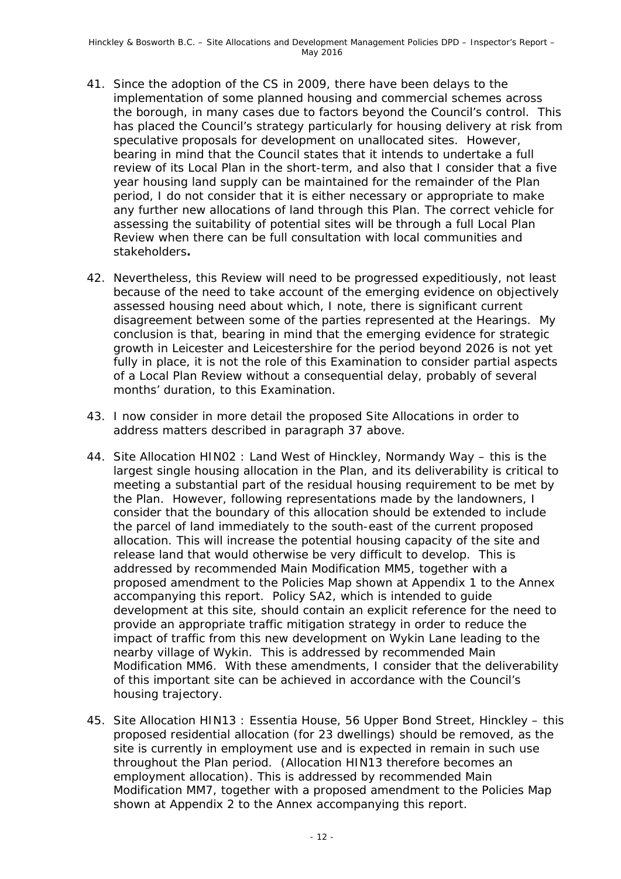41. Since the adoption of the CS in 2009, there have been delays to the implementation of some planned housing and commercial schemes across the borough, in many cases due to factors beyond the Council's control. This has placed the Council's strategy particularly for housing delivery at risk from speculative proposals for development on unallocated sites. However, bearing in mind that the Council states that it intends to undertake a full review of its Local Plan in the short-term, and also that I consider that a five year housing land supply can be maintained for the remainder of the Plan period, I do not consider that it is either necessary or appropriate to make any further new allocations of land through this Plan. The correct vehicle for assessing the suitability of potential sites will be through a full Local Plan Review when there can be full consultation with local communities and stakeholders**.**

42. Nevertheless, this Review will need to be progressed expeditiously, not least because of the need to take account of the emerging evidence on objectively assessed housing need about which, I note, there is significant current disagreement between some of the parties represented at the Hearings. My conclusion is that, bearing in mind that the emerging evidence for strategic growth in Leicester and Leicestershire for the period beyond 2026 is not yet fully in place, it is not the role of this Examination to consider partial aspects of a Local Plan Review without a consequential delay, probably of several months' duration, to this Examination.

43. I now consider in more detail the proposed Site Allocations in order to address matters described in paragraph 37 above.

44. Site Allocation HIN02 : Land West of Hinckley, Normandy Way – this is the largest single housing allocation in the Plan, and its deliverability is critical to meeting a substantial part of the residual housing requirement to be met by the Plan. However, following representations made by the landowners, I consider that the boundary of this allocation should be extended to include the parcel of land immediately to the south-east of the current proposed allocation. This will increase the potential housing capacity of the site and release land that would otherwise be very difficult to develop. This is addressed by recommended Main Modification MM5, together with a proposed amendment to the Policies Map shown at Appendix 1 to the Annex accompanying this report. Policy SA2, which is intended to guide development at this site, should contain an explicit reference for the need to provide an appropriate traffic mitigation strategy in order to reduce the impact of traffic from this new development on Wykin Lane leading to the nearby village of Wykin. This is addressed by recommended Main Modification MM6. With these amendments, I consider that the deliverability of this important site can be achieved in accordance with the Council's housing trajectory.

45. Site Allocation HIN13 : Essentia House, 56 Upper Bond Street, Hinckley – this proposed residential allocation (for 23 dwellings) should be removed, as the site is currently in employment use and is expected in remain in such use throughout the Plan period. (Allocation HIN13 therefore becomes an employment allocation). This is addressed by recommended Main Modification MM7, together with a proposed amendment to the Policies Map shown at Appendix 2 to the Annex accompanying this report.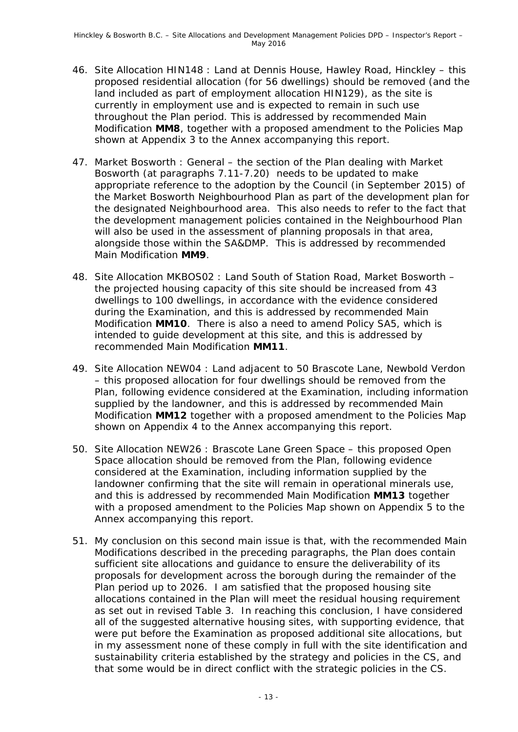46. Site Allocation HIN148 : Land at Dennis House, Hawley Road, Hinckley – this proposed residential allocation (for 56 dwellings) should be removed (and the land included as part of employment allocation HIN129), as the site is currently in employment use and is expected to remain in such use throughout the Plan period. This is addressed by recommended Main Modification **MM8**, together with a proposed amendment to the Policies Map shown at Appendix 3 to the Annex accompanying this report.

47. Market Bosworth : General – the section of the Plan dealing with Market Bosworth (at paragraphs 7.11-7.20) needs to be updated to make appropriate reference to the adoption by the Council (in September 2015) of the Market Bosworth Neighbourhood Plan as part of the development plan for the designated Neighbourhood area. This also needs to refer to the fact that the development management policies contained in the Neighbourhood Plan will also be used in the assessment of planning proposals in that area, alongside those within the SA&DMP. This is addressed by recommended Main Modification **MM9**.

48. Site Allocation MKBOS02 : Land South of Station Road, Market Bosworth – the projected housing capacity of this site should be increased from 43 dwellings to 100 dwellings, in accordance with the evidence considered during the Examination, and this is addressed by recommended Main Modification **MM10**. There is also a need to amend Policy SA5, which is intended to guide development at this site, and this is addressed by recommended Main Modification **MM11**.

49. Site Allocation NEW04 : Land adjacent to 50 Brascote Lane, Newbold Verdon – this proposed allocation for four dwellings should be removed from the Plan, following evidence considered at the Examination, including information supplied by the landowner, and this is addressed by recommended Main Modification **MM12** together with a proposed amendment to the Policies Map shown on Appendix 4 to the Annex accompanying this report.

50. Site Allocation NEW26 : Brascote Lane Green Space – this proposed Open Space allocation should be removed from the Plan, following evidence considered at the Examination, including information supplied by the landowner confirming that the site will remain in operational minerals use, and this is addressed by recommended Main Modification **MM13** together with a proposed amendment to the Policies Map shown on Appendix 5 to the Annex accompanying this report.

51. My conclusion on this second main issue is that, with the recommended Main Modifications described in the preceding paragraphs, the Plan does contain sufficient site allocations and guidance to ensure the deliverability of its proposals for development across the borough during the remainder of the Plan period up to 2026. I am satisfied that the proposed housing site allocations contained in the Plan will meet the residual housing requirement as set out in revised Table 3. In reaching this conclusion, I have considered all of the suggested alternative housing sites, with supporting evidence, that were put before the Examination as proposed additional site allocations, but in my assessment none of these comply in full with the site identification and sustainability criteria established by the strategy and policies in the CS, and that some would be in direct conflict with the strategic policies in the CS.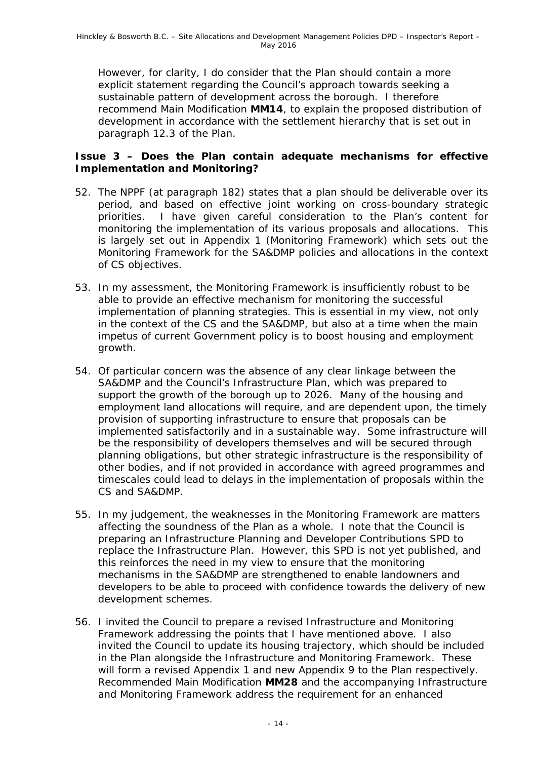However, for clarity, I do consider that the Plan should contain a more explicit statement regarding the Council's approach towards seeking a sustainable pattern of development across the borough. I therefore recommend Main Modification **MM14**, to explain the proposed distribution of development in accordance with the settlement hierarchy that is set out in paragraph 12.3 of the Plan.

**Issue 3 – Does the Plan contain adequate mechanisms for effective Implementation and Monitoring?**

52. The NPPF (at paragraph 182) states that a plan should be deliverable over its period, and based on effective joint working on cross-boundary strategic priorities. I have given careful consideration to the Plan's content for monitoring the implementation of its various proposals and allocations. This is largely set out in Appendix 1 (Monitoring Framework) which sets out the Monitoring Framework for the SA&DMP policies and allocations in the context of CS objectives.

53. In my assessment, the Monitoring Framework is insufficiently robust to be able to provide an effective mechanism for monitoring the successful implementation of planning strategies. This is essential in my view, not only in the context of the CS and the SA&DMP, but also at a time when the main impetus of current Government policy is to boost housing and employment growth.

54. Of particular concern was the absence of any clear linkage between the SA&DMP and the Council's Infrastructure Plan, which was prepared to support the growth of the borough up to 2026. Many of the housing and employment land allocations will require, and are dependent upon, the timely provision of supporting infrastructure to ensure that proposals can be implemented satisfactorily and in a sustainable way. Some infrastructure will be the responsibility of developers themselves and will be secured through planning obligations, but other strategic infrastructure is the responsibility of other bodies, and if not provided in accordance with agreed programmes and timescales could lead to delays in the implementation of proposals within the CS and SA&DMP.

55. In my judgement, the weaknesses in the Monitoring Framework are matters affecting the soundness of the Plan as a whole. I note that the Council is preparing an Infrastructure Planning and Developer Contributions SPD to replace the Infrastructure Plan. However, this SPD is not yet published, and this reinforces the need in my view to ensure that the monitoring mechanisms in the SA&DMP are strengthened to enable landowners and developers to be able to proceed with confidence towards the delivery of new development schemes.

56. I invited the Council to prepare a revised Infrastructure and Monitoring Framework addressing the points that I have mentioned above. I also invited the Council to update its housing trajectory, which should be included in the Plan alongside the Infrastructure and Monitoring Framework. These will form a revised Appendix 1 and new Appendix 9 to the Plan respectively. Recommended Main Modification **MM28** and the accompanying Infrastructure and Monitoring Framework address the requirement for an enhanced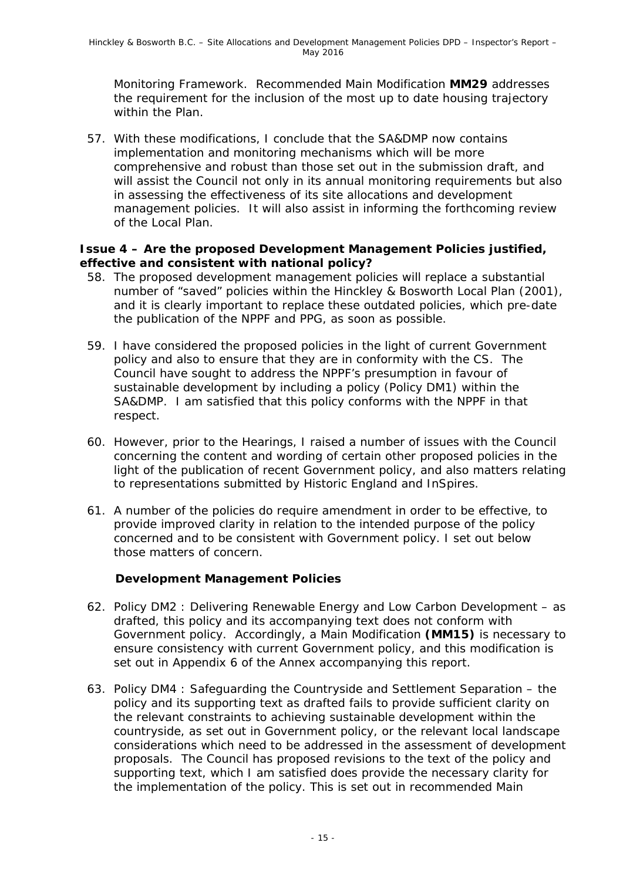Monitoring Framework. Recommended Main Modification **MM29** addresses the requirement for the inclusion of the most up to date housing trajectory within the Plan.

57. With these modifications, I conclude that the SA&DMP now contains implementation and monitoring mechanisms which will be more comprehensive and robust than those set out in the submission draft, and will assist the Council not only in its annual monitoring requirements but also in assessing the effectiveness of its site allocations and development management policies. It will also assist in informing the forthcoming review of the Local Plan.

**Issue 4 – Are the proposed Development Management Policies justified, effective and consistent with national policy?**

58. The proposed development management policies will replace a substantial number of "saved" policies within the Hinckley & Bosworth Local Plan (2001), and it is clearly important to replace these outdated policies, which pre-date the publication of the NPPF and PPG, as soon as possible.

59. I have considered the proposed policies in the light of current Government policy and also to ensure that they are in conformity with the CS. The Council have sought to address the NPPF's presumption in favour of sustainable development by including a policy (Policy DM1) within the SA&DMP. I am satisfied that this policy conforms with the NPPF in that respect.

60. However, prior to the Hearings, I raised a number of issues with the Council concerning the content and wording of certain other proposed policies in the light of the publication of recent Government policy, and also matters relating to representations submitted by Historic England and InSpires.

61. A number of the policies do require amendment in order to be effective, to provide improved clarity in relation to the intended purpose of the policy concerned and to be consistent with Government policy. I set out below those matters of concern.

**Development Management Policies**

62. Policy DM2 : Delivering Renewable Energy and Low Carbon Development – as drafted, this policy and its accompanying text does not conform with Government policy. Accordingly, a Main Modification **(MM15)** is necessary to ensure consistency with current Government policy, and this modification is set out in Appendix 6 of the Annex accompanying this report.

63. Policy DM4 : Safeguarding the Countryside and Settlement Separation – the policy and its supporting text as drafted fails to provide sufficient clarity on the relevant constraints to achieving sustainable development within the countryside, as set out in Government policy, or the relevant local landscape considerations which need to be addressed in the assessment of development proposals. The Council has proposed revisions to the text of the policy and supporting text, which I am satisfied does provide the necessary clarity for the implementation of the policy. This is set out in recommended Main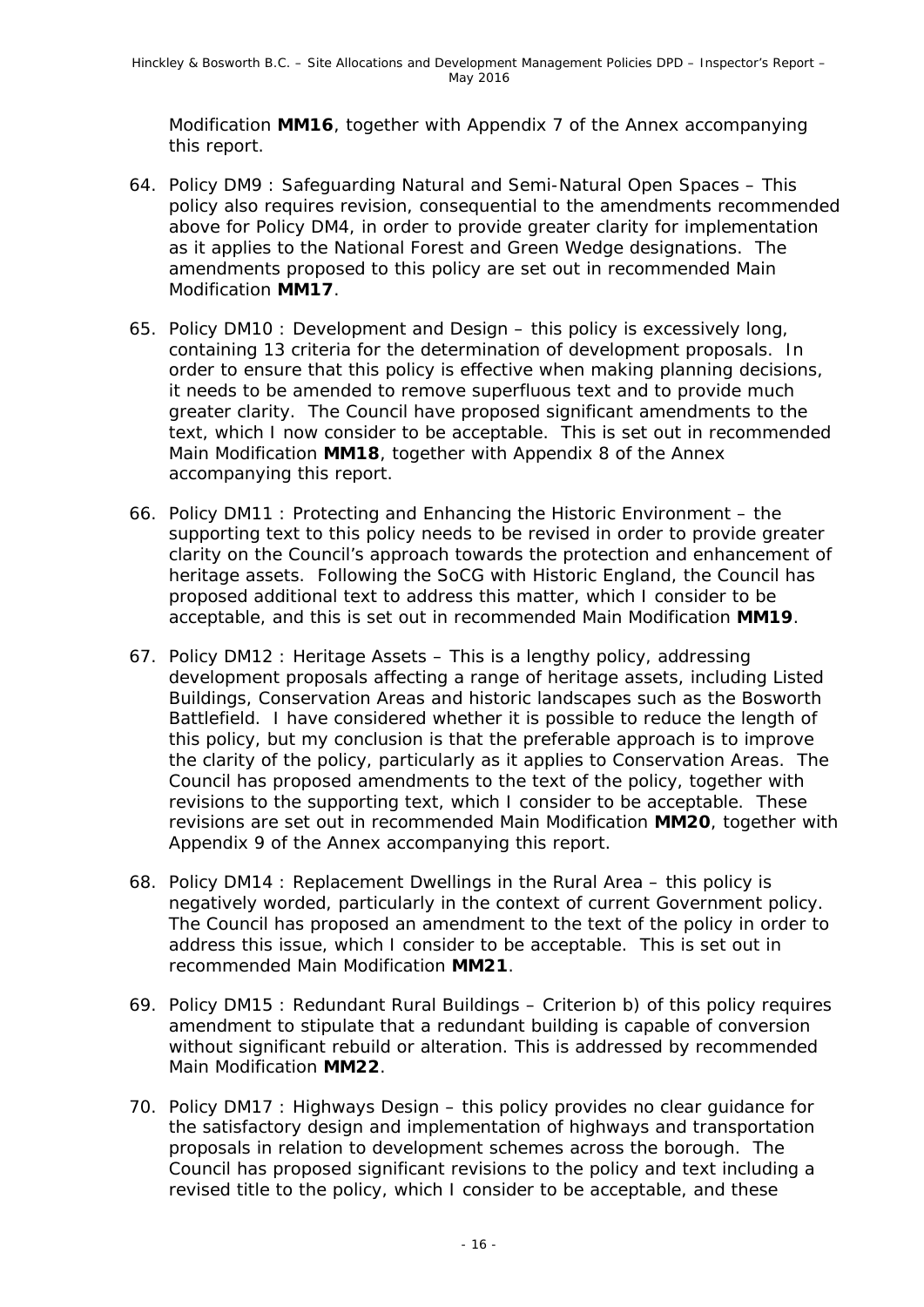Modification **MM16**, together with Appendix 7 of the Annex accompanying this report.

64. Policy DM9 : Safeguarding Natural and Semi-Natural Open Spaces – This policy also requires revision, consequential to the amendments recommended above for Policy DM4, in order to provide greater clarity for implementation as it applies to the National Forest and Green Wedge designations. The amendments proposed to this policy are set out in recommended Main Modification **MM17**.

65. Policy DM10 : Development and Design – this policy is excessively long, containing 13 criteria for the determination of development proposals. In order to ensure that this policy is effective when making planning decisions, it needs to be amended to remove superfluous text and to provide much greater clarity. The Council have proposed significant amendments to the text, which I now consider to be acceptable. This is set out in recommended Main Modification **MM18**, together with Appendix 8 of the Annex accompanying this report.

66. Policy DM11 : Protecting and Enhancing the Historic Environment – the supporting text to this policy needs to be revised in order to provide greater clarity on the Council's approach towards the protection and enhancement of heritage assets. Following the SoCG with Historic England, the Council has proposed additional text to address this matter, which I consider to be acceptable, and this is set out in recommended Main Modification **MM19**.

67. Policy DM12 : Heritage Assets – This is a lengthy policy, addressing development proposals affecting a range of heritage assets, including Listed Buildings, Conservation Areas and historic landscapes such as the Bosworth Battlefield. I have considered whether it is possible to reduce the length of this policy, but my conclusion is that the preferable approach is to improve the clarity of the policy, particularly as it applies to Conservation Areas. The Council has proposed amendments to the text of the policy, together with revisions to the supporting text, which I consider to be acceptable. These revisions are set out in recommended Main Modification **MM20**, together with Appendix 9 of the Annex accompanying this report.

68. Policy DM14 : Replacement Dwellings in the Rural Area – this policy is negatively worded, particularly in the context of current Government policy. The Council has proposed an amendment to the text of the policy in order to address this issue, which I consider to be acceptable. This is set out in recommended Main Modification **MM21**.

69. Policy DM15 : Redundant Rural Buildings – Criterion b) of this policy requires amendment to stipulate that a redundant building is capable of conversion without significant rebuild or alteration. This is addressed by recommended Main Modification **MM22**.

70. Policy DM17 : Highways Design – this policy provides no clear guidance for the satisfactory design and implementation of highways and transportation proposals in relation to development schemes across the borough. The Council has proposed significant revisions to the policy and text including a revised title to the policy, which I consider to be acceptable, and these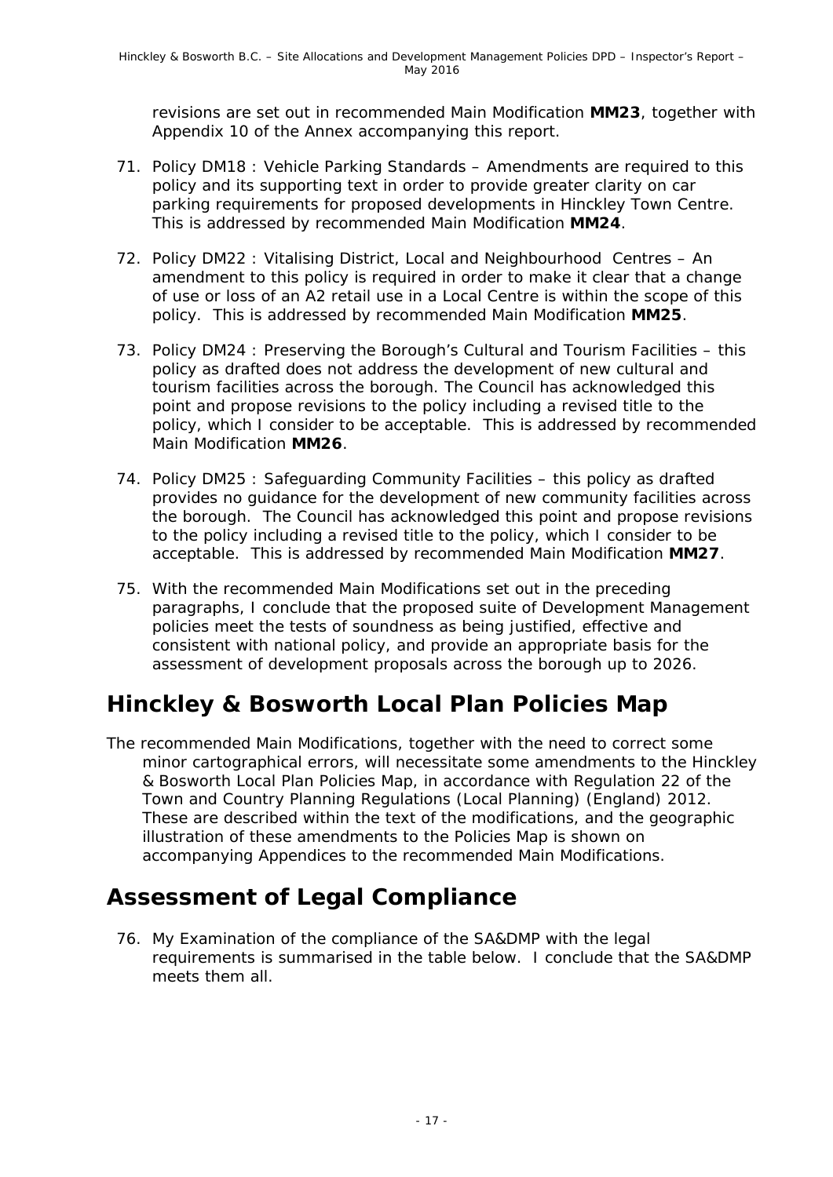revisions are set out in recommended Main Modification **MM23**, together with Appendix 10 of the Annex accompanying this report.

71. Policy DM18 : Vehicle Parking Standards – Amendments are required to this policy and its supporting text in order to provide greater clarity on car parking requirements for proposed developments in Hinckley Town Centre. This is addressed by recommended Main Modification **MM24**.

72. Policy DM22 : Vitalising District, Local and Neighbourhood Centres – An amendment to this policy is required in order to make it clear that a change of use or loss of an A2 retail use in a Local Centre is within the scope of this policy. This is addressed by recommended Main Modification **MM25**.

73. Policy DM24 : Preserving the Borough's Cultural and Tourism Facilities – this policy as drafted does not address the development of new cultural and tourism facilities across the borough. The Council has acknowledged this point and propose revisions to the policy including a revised title to the policy, which I consider to be acceptable. This is addressed by recommended Main Modification **MM26**.

74. Policy DM25 : Safeguarding Community Facilities – this policy as drafted provides no guidance for the development of new community facilities across the borough. The Council has acknowledged this point and propose revisions to the policy including a revised title to the policy, which I consider to be acceptable. This is addressed by recommended Main Modification **MM27**.

75. With the recommended Main Modifications set out in the preceding paragraphs, I conclude that the proposed suite of Development Management policies meet the tests of soundness as being justified, effective and consistent with national policy, and provide an appropriate basis for the assessment of development proposals across the borough up to 2026.

## Hinckley & Bosworth Local Plan Policies Map

The recommended Main Modifications, together with the need to correct some minor cartographical errors, will necessitate some amendments to the Hinckley & Bosworth Local Plan Policies Map, in accordance with Regulation 22 of the Town and Country Planning Regulations (Local Planning) (England) 2012. These are described within the text of the modifications, and the geographic illustration of these amendments to the Policies Map is shown on accompanying Appendices to the recommended Main Modifications.

## Assessment of Legal Compliance

76. My Examination of the compliance of the SA&DMP with the legal requirements is summarised in the table below. I conclude that the SA&DMP meets them all.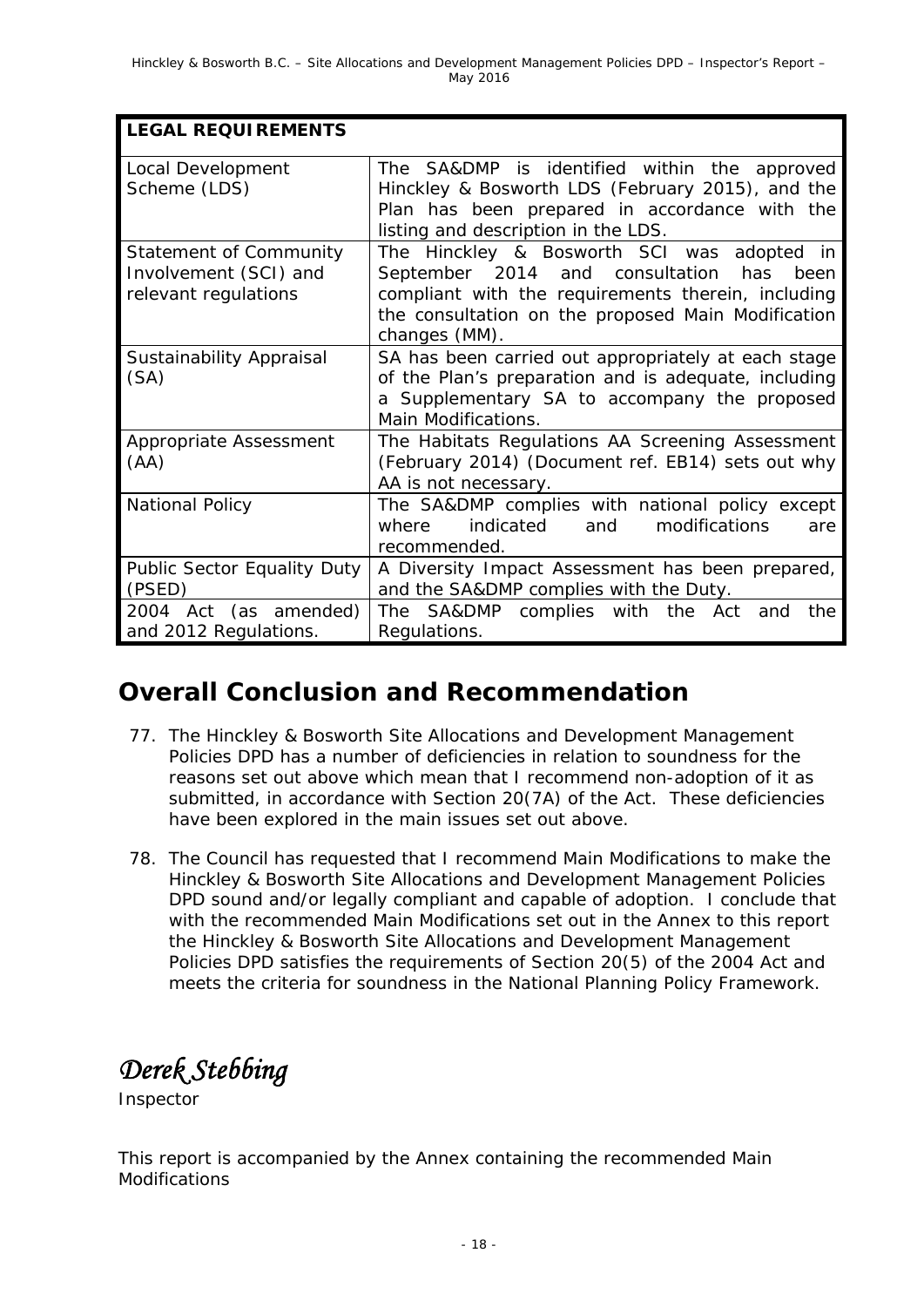| LEGAL REQUIREMENTS | |
|---|---|
| Local Development Scheme (LDS) | The SA&DMP is identified within the approved Hinckley & Bosworth LDS (February 2015), and the Plan has been prepared in accordance with the listing and description in the LDS. |
| Statement of Community Involvement (SCI) and relevant regulations | The Hinckley & Bosworth SCI was adopted in September 2014 and consultation has been compliant with the requirements therein, including the consultation on the proposed Main Modification changes (MM). |
| Sustainability Appraisal (SA) | SA has been carried out appropriately at each stage of the Plan's preparation and is adequate, including a Supplementary SA to accompany the proposed Main Modifications. |
| Appropriate Assessment (AA) | The Habitats Regulations AA Screening Assessment (February 2014) (Document ref. EB14) sets out why AA is not necessary. |
| National Policy | The SA&DMP complies with national policy except where indicated and modifications are recommended. |
| Public Sector Equality Duty (PSED) | A Diversity Impact Assessment has been prepared, and the SA&DMP complies with the Duty. |
| 2004 Act (as amended) and 2012 Regulations. | The SA&DMP complies with the Act and the Regulations. |

## Overall Conclusion and Recommendation

77. The Hinckley & Bosworth Site Allocations and Development Management Policies DPD has a number of deficiencies in relation to soundness for the reasons set out above which mean that I recommend non-adoption of it as submitted, in accordance with Section 20(7A) of the Act. These deficiencies have been explored in the main issues set out above.

78. The Council has requested that I recommend Main Modifications to make the Hinckley & Bosworth Site Allocations and Development Management Policies DPD sound and/or legally compliant and capable of adoption. I conclude that with the recommended Main Modifications set out in the Annex to this report the Hinckley & Bosworth Site Allocations and Development Management Policies DPD satisfies the requirements of Section 20(5) of the 2004 Act and meets the criteria for soundness in the National Planning Policy Framework.

*Derek Stebbing*

Inspector

This report is accompanied by the Annex containing the recommended Main Modifications